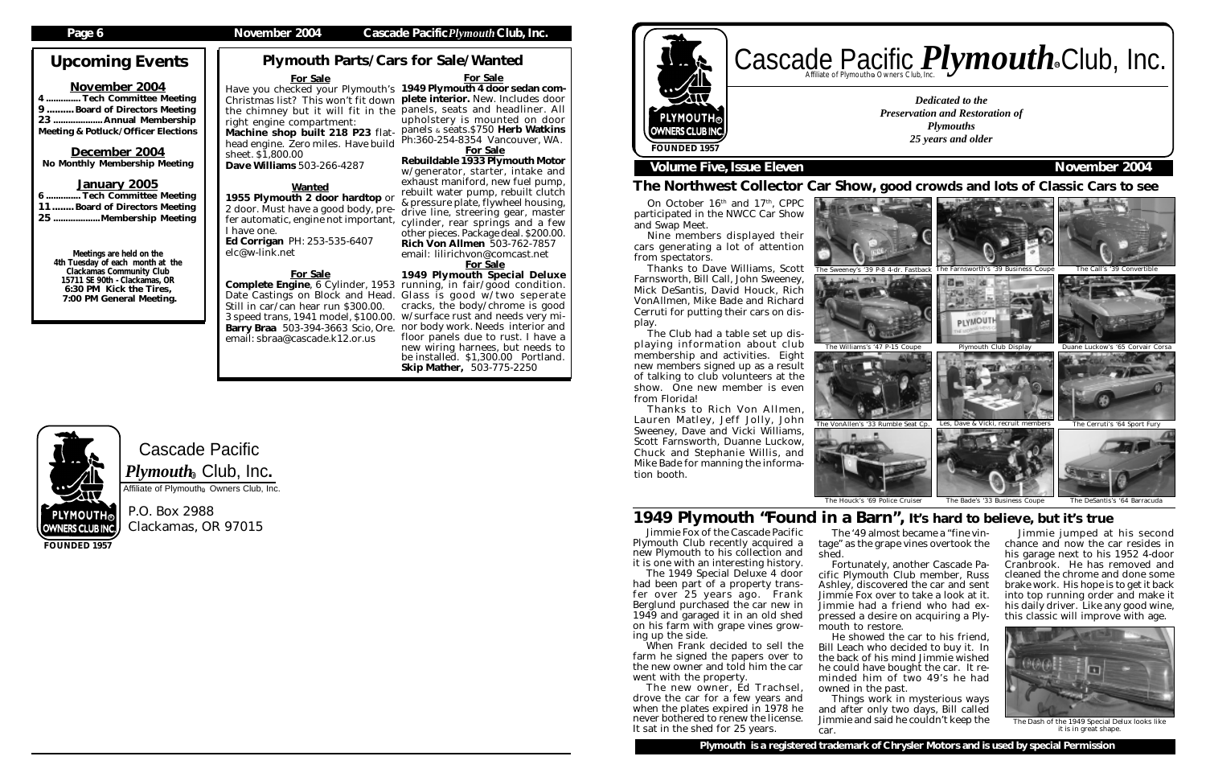## Upcoming Events

### November 2004

4 ............. Tech Committee Meeting
9 .......... Board of Directors Meeting
23 .................... Annual Membership Meeting & Potluck/Officer Elections

### December 2004

No Monthly Membership Meeting

### January 2005

6 ............. Tech Committee Meeting
11 ........ Board of Directors Meeting
25 ..................Membership Meeting

**Meetings are held on the 4th Tuesday of each month at the Clackamas Community Club 15711 SE 90th - Clackamas, OR 6:30 PM Kick the Tires, 7:00 PM General Meeting.**

## Plymouth Parts/Cars for Sale/Wanted

**For Sale**

Have you checked your Plymouth's Christmas list? This won't fit down the chimney but it will fit in the right engine compartment:
**Machine shop built 218 P23** flathead engine. Zero miles. Have build sheet. $1,800.00
**Dave Williams** 503-266-4287

**Wanted**

**1955 Plymouth 2 door hardtop** or 2 door. Must have a good body, prefer automatic, engine not important, I have one.
**Ed Corrigan** PH: 253-535-6407
elc@w-link.net

**For Sale**

**Complete Engine**, 6 Cylinder, 1953 Date Castings on Block and Head. Still in car/can hear run $300.00. 3 speed trans, 1941 model, $100.00. **Barry Braa** 503-394-3663 Scio, Ore. email: sbraa@cascade.k12.or.us

**For Sale**

**1949 Plymouth 4 door sedan complete interior.** New. Includes door panels, seats and headliner. All upholstery is mounted on door panels & seats.$750 **Herb Watkins** Ph:360-254-8354 Vancouver, WA.

**For Sale**

**Rebuildable 1933 Plymouth Motor** w/generator, starter, intake and exhaust maniford, new fuel pump, rebuilt water pump, rebuilt clutch & pressure plate, flywheel housing, drive line, streering gear, master cylinder, rear springs and a few other pieces. Package deal. $200.00.
**Rich Von Allmen** 503-762-7857
email: lilirichvon@comcast.net

**For Sale**

**1949 Plymouth Special Deluxe** running, in fair/good condition. Glass is good w/two seperate cracks, the body/chrome is good w/surface rust and needs very minor body work. Needs interior and floor panels due to rust. I have a new wiring harnes, but needs to be installed. $1,300.00 Portland.
**Skip Mather,** 503-775-2250

Cascade Pacific *Plymouth*® Club, Inc.
Affiliate of Plymouth® Owners Club, Inc.
P.O. Box 2988
Clackamas, OR 97015
FOUNDED 1957

# Cascade Pacific *Plymouth*® Club, Inc.

Affiliate of Plymouth® Owners Club, Inc.

FOUNDED 1957

*Dedicated to the Preservation and Restoration of Plymouths 25 years and older*

**Volume Five, Issue Eleven** — **November 2004**

## The Northwest Collector Car Show, good crowds and lots of Classic Cars to see

On October 16th and 17th, CPPC participated in the NWCC Car Show and Swap Meet.

Nine members displayed their cars generating a lot of attention from spectators.

Thanks to Dave Williams, Scott Farnsworth, Bill Call, John Sweeney, Mick DeSantis, David Houck, Rich VonAllmen, Mike Bade and Richard Cerruti for putting their cars on display.

The Club had a table set up displaying information about club membership and activities. Eight new members signed up as a result of talking to club volunteers at the show. One new member is even from Florida!

Thanks to Rich Von Allmen, Lauren Matley, Jeff Jolly, John Sweeney, Dave and Vicki Williams, Scott Farnsworth, Duanne Luckow, Chuck and Stephanie Willis, and Mike Bade for manning the information booth.

The Sweeney's '39 P-8 4-dr. Fastback

The Farnsworth's '39 Business Coupe

The Call's '39 Convertible

The Williams's '47 P-15 Coupe

Plymouth Club Display

Duane Luckow's '65 Corvair Corsa

The VonAllen's '33 Rumble Seat Cp.

Les, Dave & Vicki, recruit members

The Cerruti's '64 Sport Fury

The Houck's '69 Police Cruiser

The Bade's '33 Business Coupe

The DeSantis's '64 Barracuda

## 1949 Plymouth "Found in a Barn", It's hard to believe, but it's true

Jimmie Fox of the Cascade Pacific Plymouth Club recently acquired a new Plymouth to his collection and it is one with an interesting history.

The 1949 Special Deluxe 4 door had been part of a property transfer over 25 years ago. Frank Berglund purchased the car new in 1949 and garaged it in an old shed on his farm with grape vines growing up the side.

When Frank decided to sell the farm he signed the papers over to the new owner and told him the car went with the property.

The new owner, Ed Trachsel, drove the car for a few years and when the plates expired in 1978 he never bothered to renew the license. It sat in the shed for 25 years.

The '49 almost became a "fine vintage" as the grape vines overtook the shed.

Fortunately, another Cascade Pacific Plymouth Club member, Russ Ashley, discovered the car and sent Jimmie Fox over to take a look at it. Jimmie had a friend who had expressed a desire on acquiring a Plymouth to restore.

He showed the car to his friend, Bill Leach who decided to buy it. In the back of his mind Jimmie wished he could have bought the car. It reminded him of two 49's he had owned in the past.

Things work in mysterious ways and after only two days, Bill called Jimmie and said he couldn't keep the car.

Jimmie jumped at his second chance and now the car resides in his garage next to his 1952 4-door Cranbrook. He has removed and cleaned the chrome and done some brake work. His hope is to get it back into top running order and make it his daily driver. Like any good wine, this classic will improve with age.

The Dash of the 1949 Special Delux looks like it is in great shape.

**Plymouth is a registered trademark of Chrysler Motors and is used by special Permission**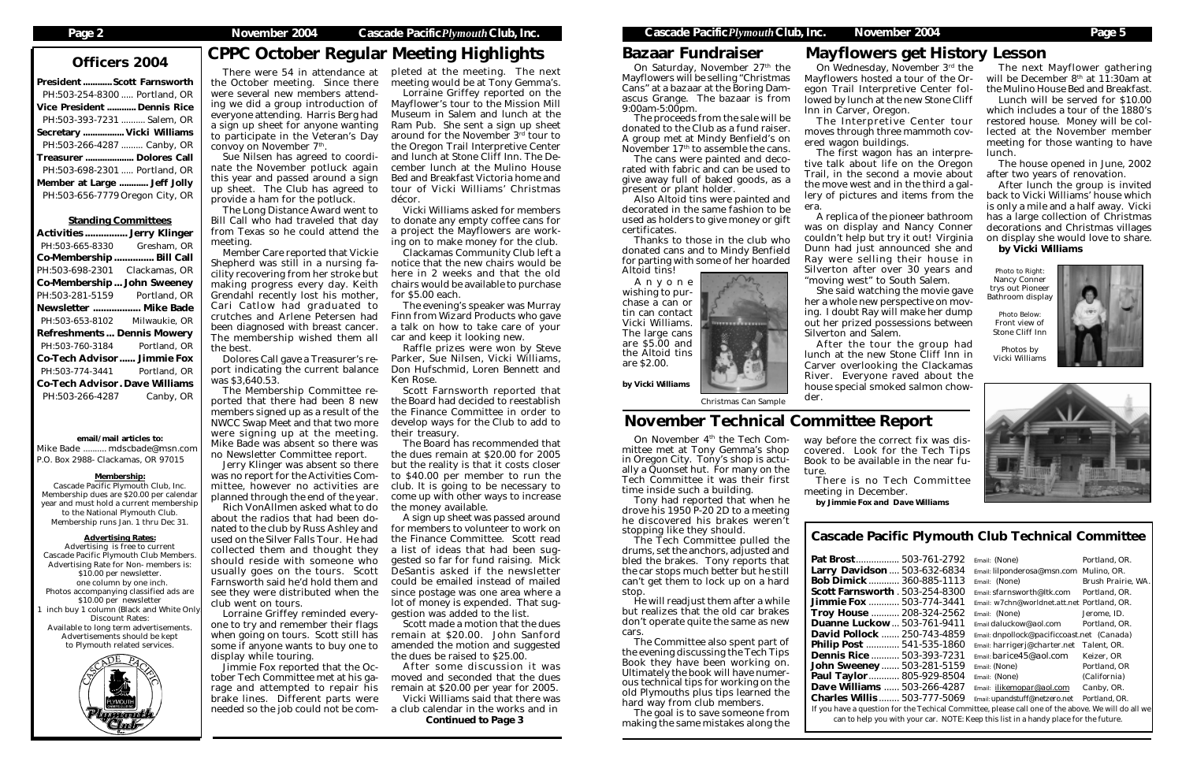## Officers 2004

**President ............ Scott Farnsworth**
PH:503-254-8300 ..... Portland, OR
**Vice President ............ Dennis Rice**
PH:503-393-7231 .......... Salem, OR
**Secretary ................ Vicki Williams**
PH:503-266-4287 ......... Canby, OR
**Treasurer ................... Dolores Call**
PH:503-698-2301 ..... Portland, OR
**Member at Large ........... Jeff Jolly**
PH:503-656-7779 Oregon City, OR

### Standing Committees

**Activities ................ Jerry Klinger**
PH:503-665-8330 Gresham, OR
**Co-Membership ............... Bill Call**
PH:503-698-2301 Clackamas, OR
**Co-Membership ... John Sweeney**
PH:503-281-5159 Portland, OR
**Newsletter .................. Mike Bade**
PH:503-653-8102 Milwaukie, OR
**Refreshments ... Dennis Mowery**
PH:503-760-3184 Portland, OR
**Co-Tech Advisor ...... Jimmie Fox**
PH:503-774-3441 Portland, OR
**Co-Tech Advisor . Dave Williams**
PH:503-266-4287 Canby, OR

**email/mail articles to:**
Mike Bade .......... mdscbade@msn.com
P.O. Box 2988- Clackamas, OR 97015

**Membership:**
Cascade Pacific Plymouth Club, Inc. Membership dues are $20.00 per calendar year and must hold a current membership to the National Plymouth Club. Membership runs Jan. 1 thru Dec 31.

**Advertising Rates:**
Advertising is free to current Cascade Pacific Plymouth Club Members. Advertising Rate for Non- members is: $10.00 per newsletter. one column by one inch. Photos accompanying classified ads are $10.00 per newsletter
1 inch buy 1 column (Black and White Only) Discount Rates:
Available to long term advertisements. Advertisements should be kept to Plymouth related services.

## CPPC October Regular Meeting Highlights

There were 54 in attendance at the October meeting. Since there were several new members attending we did a group introduction of everyone attending. Harris Berg had a sign up sheet for anyone wanting to participate in the Veteran's Day convoy on November 7th.

Sue Nilsen has agreed to coordinate the November potluck again this year and passed around a sign up sheet. The Club has agreed to provide a ham for the potluck.

The Long Distance Award went to Bill Call who had traveled that day from Texas so he could attend the meeting.

Member Care reported that Vickie Shepherd was still in a nursing facility recovering from her stroke but making progress every day. Keith Grendahl recently lost his mother, Cari Catlow had graduated to crutches and Arlene Petersen had been diagnosed with breast cancer. The membership wished them all the best.

Dolores Call gave a Treasurer's report indicating the current balance was $3,640.53.

The Membership Committee reported that there had been 8 new members signed up as a result of the NWCC Swap Meet and that two more were signing up at the meeting. Mike Bade was absent so there was no Newsletter Committee report.

Jerry Klinger was absent so there was no report for the Activities Committee, however no activities are planned through the end of the year.

Rich VonAllmen asked what to do about the radios that had been donated to the club by Russ Ashley and used on the Silver Falls Tour. He had collected them and thought they should reside with someone who usually goes on the tours. Scott Farnsworth said he'd hold them and see they were distributed when the club went on tours.

Lorraine Griffey reminded everyone to try and remember their flags when going on tours. Scott still has some if anyone wants to buy one to display while touring.

Jimmie Fox reported that the October Tech Committee met at his garage and attempted to repair his brake lines. Different parts were needed so the job could not be completed at the meeting. The next meeting would be at Tony Gemma's.

Lorraine Griffey reported on the Mayflower's tour to the Mission Mill Museum in Salem and lunch at the Ram Pub. She sent a sign up sheet around for the November 3rd tour to the Oregon Trail Interpretive Center and lunch at Stone Cliff Inn. The December lunch at the Mulino House Bed and Breakfast Victoria home and tour of Vicki Williams' Christmas décor.

Vicki Williams asked for members to donate any empty coffee cans for a project the Mayflowers are working on to make money for the club.

Clackamas Community Club left a notice that the new chairs would be here in 2 weeks and that the old chairs would be available to purchase for $5.00 each.

The evening's speaker was Murray Finn from Wizard Products who gave a talk on how to take care of your car and keep it looking new.

Raffle prizes were won by Steve Parker, Sue Nilsen, Vicki Williams, Don Hufschmid, Loren Bennett and Ken Rose.

Scott Farnsworth reported that the Board had decided to reestablish the Finance Committee in order to develop ways for the Club to add to their treasury.

The Board has recommended that the dues remain at $20.00 for 2005 but the reality is that it costs closer to $40.00 per member to run the club. It is going to be necessary to come up with other ways to increase the money available.

A sign up sheet was passed around for members to volunteer to work on the Finance Committee. Scott read a list of ideas that had been suggested so far for fund raising. Mick DeSantis asked if the newsletter could be emailed instead of mailed since postage was one area where a lot of money is expended. That suggestion was added to the list.

Scott made a motion that the dues remain at $20.00. John Sanford amended the motion and suggested the dues be raised to $25.00.

After some discussion it was moved and seconded that the dues remain at $20.00 per year for 2005.

Vicki Williams said that there was a club calendar in the works and in

**Continued to Page 3**

## Bazaar Fundraiser

On Saturday, November 27th the Mayflowers will be selling "Christmas Cans" at a bazaar at the Boring Damascus Grange. The bazaar is from 9:00am-5:00pm.

The proceeds from the sale will be donated to the Club as a fund raiser. A group met at Mindy Benfield's on November 17th to assemble the cans.

The cans were painted and decorated with fabric and can be used to give away full of baked goods, as a present or plant holder.

Also Altoid tins were painted and decorated in the same fashion to be used as holders to give money or gift certificates.

Thanks to those in the club who donated cans and to Mindy Benfield for parting with some of her hoarded Altoid tins!

Anyone wishing to purchase a can or tin can contact Vicki Williams. The large cans are $5.00 and the Altoid tins are $2.00.

*by Vicki Williams*

Christmas Can Sample

## Mayflowers get History Lesson

On Wednesday, November 3rd the Mayflowers hosted a tour of the Oregon Trail Interpretive Center followed by lunch at the new Stone Cliff Inn in Carver, Oregon.

The Interpretive Center tour moves through three mammoth covered wagon buildings.

The first wagon has an interpretive talk about life on the Oregon Trail, in the second a movie about the move west and in the third a gallery of pictures and items from the era.

A replica of the pioneer bathroom was on display and Nancy Conner couldn't help but try it out! Virginia Dunn had just announced she and Ray were selling their house in Silverton after over 30 years and "moving west" to South Salem.

She said watching the movie gave her a whole new perspective on moving. I doubt Ray will make her dump out her prized possessions between Silverton and Salem.

After the tour the group had lunch at the new Stone Cliff Inn in Carver overlooking the Clackamas River. Everyone raved about the house special smoked salmon chowder.

The next Mayflower gathering will be December 8th at 11:30am at the Mulino House Bed and Breakfast.

Lunch will be served for $10.00 which includes a tour of the 1880's restored house. Money will be collected at the November member meeting for those wanting to have lunch.

The house opened in June, 2002 after two years of renovation.

After lunch the group is invited back to Vicki Williams' house which is only a mile and a half away. Vicki has a large collection of Christmas decorations and Christmas villages on display she would love to share.

**by Vicki Williams**

Photo to Right: Nancy Conner trys out Pioneer Bathroom display

Photo Below: Front view of Stone Cliff Inn

Photos by Vicki Williams

## November Technical Committee Report

On November 4th the Tech Committee met at Tony Gemma's shop in Oregon City. Tony's shop is actually a Quonset hut. For many on the Tech Committee it was their first time inside such a building.

Tony had reported that when he drove his 1950 P-20 2D to a meeting he discovered his brakes weren't stopping like they should.

The Tech Committee pulled the drums, set the anchors, adjusted and bled the brakes. Tony reports that the car stops much better but he still can't get them to lock up on a hard stop.

He will readjust them after a while but realizes that the old car brakes don't operate quite the same as new cars.

The Committee also spent part of the evening discussing the Tech Tips Book they have been working on. Ultimately the book will have numerous technical tips for working on the old Plymouths plus tips learned the hard way from club members.

The goal is to save someone from making the same mistakes along the way before the correct fix was discovered. Look for the Tech Tips Book to be available in the near future.

There is no Tech Committee meeting in December.

*by Jimmie Fox and Dave Williams*

## Cascade Pacific Plymouth Club Technical Committee

| Name | Phone | Email | Location |
|---|---|---|---|
| **Pat Brost** | 503-761-2792 | Email: (None) | Portland, OR. |
| **Larry Davidson** | 503-632-6834 | Email: lilponderosa@msn.com | Mulino, OR. |
| **Bob Dimick** | 360-885-1113 | Email: (None) | Brush Prairie, WA. |
| **Scott Farnsworth** | 503-254-8300 | Email: sfarnsworth@ltk.com | Portland, OR. |
| **Jimmie Fox** | 503-774-3441 | Email: w7chn@worldnet.att.net | Portland, OR. |
| **Troy House** | 208-324-2562 | Email: (None) | Jerome, ID. |
| **Duanne Luckow** | 503-761-9411 | Email daluckow@aol.com | Portland, OR. |
| **David Pollock** | 250-743-4859 | Email: dnpollock@pacificcoast.net | (Canada) |
| **Philip Post** | 541-535-1860 | Email: harrigerj@charter.net | Talent, OR. |
| **Dennis Rice** | 503-393-7231 | Email: barice45@aol.com | Keizer, OR |
| **John Sweeney** | 503-281-5159 | Email: (None) | Portland, OR |
| **Paul Taylor** | 805-929-8504 | Email: (None) | (California) |
| **Dave Williams** | 503-266-4287 | Email: ilikemopar@aol.com | Canby, OR. |
| **Charles Willis** | 503-777-5069 | Email: upandstuff@netzero.net | Portland, OR. |

If you have a question for the Techical Committee, please call one of the above. We will do all we can to help you with your car. NOTE: Keep this list in a handy place for the future.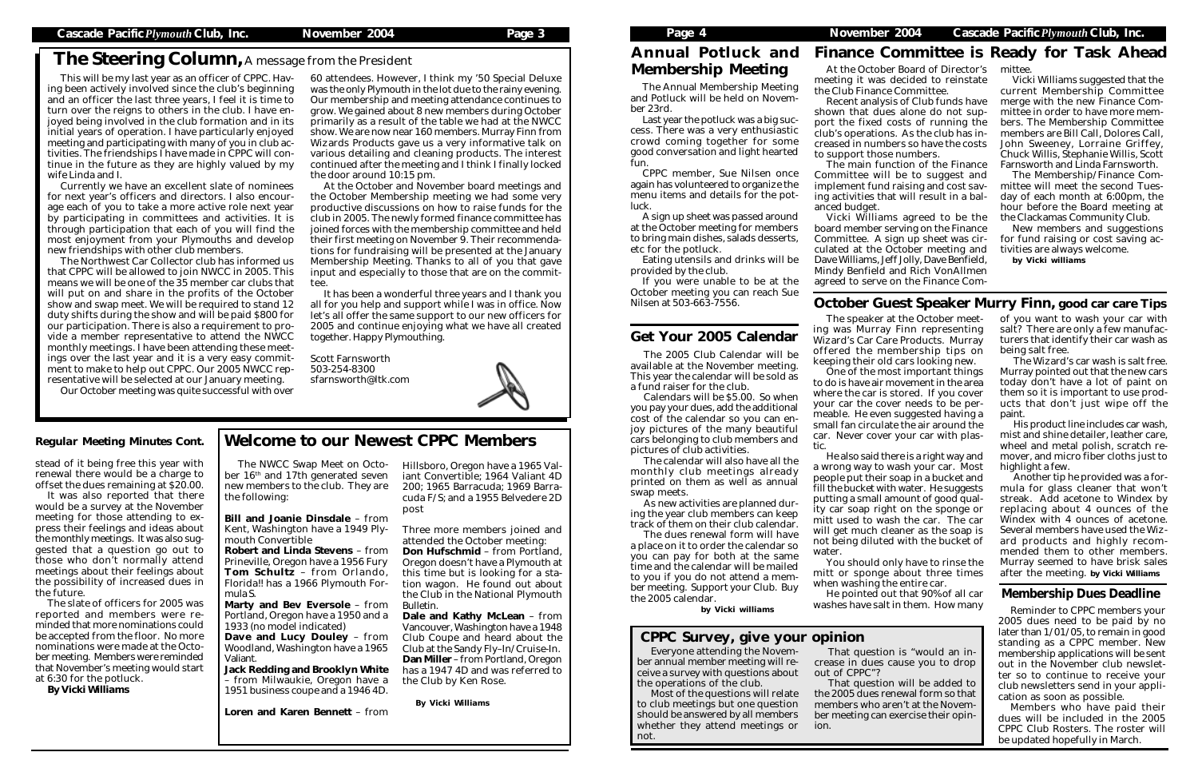# The Steering Column, A message from the President

This will be my last year as an officer of CPPC. Having been actively involved since the club's beginning and an officer the last three years, I feel it is time to turn over the reigns to others in the club. I have enjoyed being involved in the club formation and in its initial years of operation. I have particularly enjoyed meeting and participating with many of you in club activities. The friendships I have made in CPPC will continue in the future as they are highly valued by my wife Linda and I.

Currently we have an excellent slate of nominees for next year's officers and directors. I also encourage each of you to take a more active role next year by participating in committees and activities. It is through participation that each of you will find the most enjoyment from your Plymouths and develop new friendships with other club members.

The Northwest Car Collector club has informed us that CPPC will be allowed to join NWCC in 2005. This means we will be one of the 35 member car clubs that will put on and share in the profits of the October show and swap meet. We will be required to stand 12 duty shifts during the show and will be paid $800 for our participation. There is also a requirement to provide a member representative to attend the NWCC monthly meetings. I have been attending these meetings over the last year and it is a very easy commitment to make to help out CPPC. Our 2005 NWCC representative will be selected at our January meeting.

Our October meeting was quite successful with over 60 attendees. However, I think my '50 Special Deluxe was the only Plymouth in the lot due to the rainy evening. Our membership and meeting attendance continues to grow. We gained about 8 new members during October primarily as a result of the table we had at the NWCC show. We are now near 160 members. Murray Finn from Wizards Products gave us a very informative talk on various detailing and cleaning products. The interest continued after the meeting and I think I finally locked the door around 10:15 pm.

At the October and November board meetings and the October Membership meeting we had some very productive discussions on how to raise funds for the club in 2005. The newly formed finance committee has joined forces with the membership committee and held their first meeting on November 9. Their recommendations for fundraising will be presented at the January Membership Meeting. Thanks to all of you that gave input and especially to those that are on the committee.

It has been a wonderful three years and I thank you all for you help and support while I was in office. Now let's all offer the same support to our new officers for 2005 and continue enjoying what we have all created together. Happy Plymouthing.

Scott Farnsworth
503-254-8300
sfarnsworth@ltk.com

## Regular Meeting Minutes Cont.

stead of it being free this year with renewal there would be a charge to offset the dues remaining at $20.00.

It was also reported that there would be a survey at the November meeting for those attending to express their feelings and ideas about the monthly meetings. It was also suggested that a question go out to those who don't normally attend meetings about their feelings about the possibility of increased dues in the future.

The slate of officers for 2005 was reported and members were reminded that more nominations could be accepted from the floor. No more nominations were made at the October meeting. Members were reminded that November's meeting would start at 6:30 for the potluck.

**By Vicki Williams**

## Welcome to our Newest CPPC Members

The NWCC Swap Meet on October 16th and 17th generated seven new members to the club. They are the following:

**Bill and Joanie Dinsdale** – from Kent, Washington have a 1949 Plymouth Convertible

**Robert and Linda Stevens** – from Prineville, Oregon have a 1956 Fury

**Tom Schultz** – from Orlando, Florida!! has a 1966 Plymouth Formula S.

**Marty and Bev Eversole** – from Portland, Oregon have a 1950 and a 1933 (no model indicated)

**Dave and Lucy Douley** – from Woodland, Washington have a 1965 Valiant.

**Jack Redding and Brooklyn White** – from Milwaukie, Oregon have a 1951 business coupe and a 1946 4D.

**Loren and Karen Bennett** – from Hillsboro, Oregon have a 1965 Valiant Convertible; 1964 Valiant 4D 200; 1965 Barracuda; 1969 Barracuda F/S; and a 1955 Belvedere 2D post

Three more members joined and attended the October meeting:

**Don Hufschmid** – from Portland, Oregon doesn't have a Plymouth at this time but is looking for a station wagon. He found out about the Club in the National Plymouth Bulletin.

**Dale and Kathy McLean** – from Vancouver, Washington have a 1948 Club Coupe and heard about the Club at the Sandy Fly–In/Cruise-In.

**Dan Miller** – from Portland, Oregon has a 1947 4D and was referred to the Club by Ken Rose.

*By Vicki Williams*

## Annual Potluck and Membership Meeting

The Annual Membership Meeting and Potluck will be held on November 23rd.

Last year the potluck was a big success. There was a very enthusiastic crowd coming together for some good conversation and light hearted fun.

CPPC member, Sue Nilsen once again has volunteered to organize the menu items and details for the potluck.

A sign up sheet was passed around at the October meeting for members to bring main dishes, salads desserts, etc for the potluck.

Eating utensils and drinks will be provided by the club.

If you were unable to be at the October meeting you can reach Sue Nilsen at 503-663-7556.

## Finance Committee is Ready for Task Ahead

At the October Board of Director's meeting it was decided to reinstate the Club Finance Committee.

Recent analysis of Club funds have shown that dues alone do not support the fixed costs of running the club's operations. As the club has increased in numbers so have the costs to support those numbers.

The main function of the Finance Committee will be to suggest and implement fund raising and cost saving activities that will result in a balanced budget.

Vicki Williams agreed to be the board member serving on the Finance Committee. A sign up sheet was circulated at the October meeting and Dave Williams, Jeff Jolly, Dave Benfield, Mindy Benfield and Rich VonAllmen agreed to serve on the Finance Committee.

Vicki Williams suggested that the current Membership Committee merge with the new Finance Committee in order to have more members. The Membership Committee members are Bill Call, Dolores Call, John Sweeney, Lorraine Griffey, Chuck Willis, Stephanie Willis, Scott Farnsworth and Linda Farnsworth.

The Membership/Finance Committee will meet the second Tuesday of each month at 6:00pm, the hour before the Board meeting at the Clackamas Community Club.

New members and suggestions for fund raising or cost saving activities are always welcome.

**by Vicki williams**

## Get Your 2005 Calendar

The 2005 Club Calendar will be available at the November meeting. This year the calendar will be sold as a fund raiser for the club.

Calendars will be $5.00. So when you pay your dues, add the additional cost of the calendar so you can enjoy pictures of the many beautiful cars belonging to club members and pictures of club activities.

The calendar will also have all the monthly club meetings already printed on them as well as annual swap meets.

As new activities are planned during the year club members can keep track of them on their club calendar.

The dues renewal form will have a place on it to order the calendar so you can pay for both at the same time and the calendar will be mailed to you if you do not attend a member meeting. Support your Club. Buy the 2005 calendar.

**by Vicki williams**

## October Guest Speaker Murry Finn, good car care Tips

The speaker at the October meeting was Murray Finn representing Wizard's Car Care Products. Murray offered the membership tips on keeping their old cars looking new.

One of the most important things to do is have air movement in the area where the car is stored. If you cover your car the cover needs to be permeable. He even suggested having a small fan circulate the air around the car. Never cover your car with plastic.

He also said there is a right way and a wrong way to wash your car. Most people put their soap in a bucket and fill the bucket with water. He suggests putting a small amount of good quality car soap right on the sponge or mitt used to wash the car. The car will get much cleaner as the soap is not being diluted with the bucket of water.

You should only have to rinse the mitt or sponge about three times when washing the entire car.

He pointed out that 90% of all car washes have salt in them. How many of you want to wash your car with salt? There are only a few manufacturers that identify their car wash as being salt free.

The Wizard's car wash is salt free. Murray pointed out that the new cars today don't have a lot of paint on them so it is important to use products that don't just wipe off the paint.

His product line includes car wash, mist and shine detailer, leather care, wheel and metal polish, scratch remover, and micro fiber cloths just to highlight a few.

Another tip he provided was a formula for glass cleaner that won't streak. Add acetone to Windex by replacing about 4 ounces of the Windex with 4 ounces of acetone. Several members have used the Wizard products and highly recommended them to other members. Murray seemed to have brisk sales after the meeting. **by Vicki Williams**

## CPPC Survey, give your opinion

Everyone attending the November annual member meeting will receive a survey with questions about the operations of the club.

Most of the questions will relate to club meetings but one question should be answered by all members whether they attend meetings or not.

That question is "would an increase in dues cause you to drop out of CPPC"?

That question will be added to the 2005 dues renewal form so that members who aren't at the November meeting can exercise their opinion.

## Membership Dues Deadline

Reminder to CPPC members your 2005 dues need to be paid by no later than 1/01/05, to remain in good standing as a CPPC member. New membership applications will be sent out in the November club newsletter so to continue to receive your club newsletters send in your application as soon as possible.

Members who have paid their dues will be included in the 2005 CPPC Club Rosters. The roster will be updated hopefully in March.